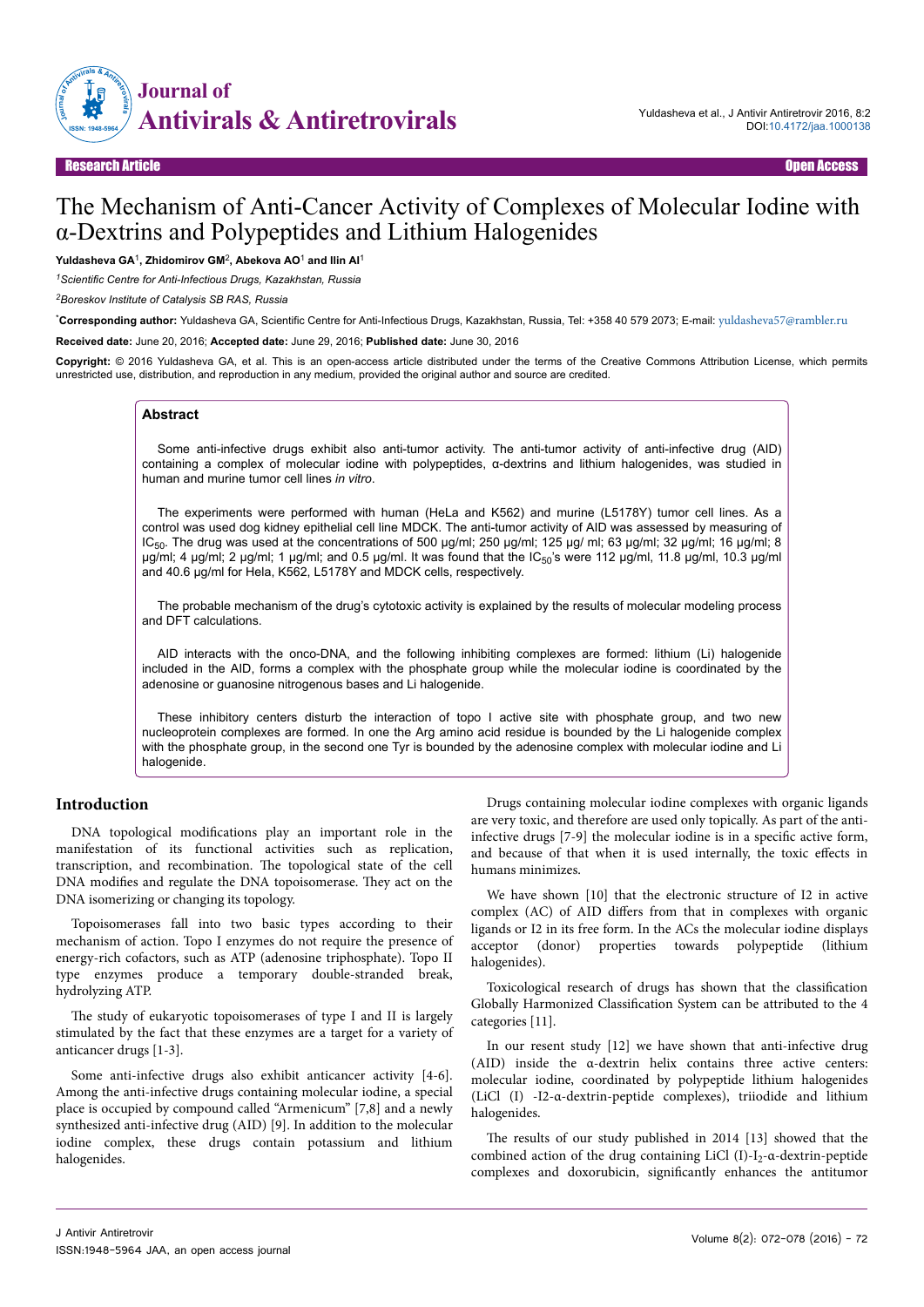Research Article | Open Access

# The Mechanism of Anti-Cancer Activity of Complexes of Molecular Iodine with α-Dextrins and Polypeptides and Lithium Halogenides

**Yuldasheva GA[1], Zhidomirov GM[2], Abekova AO[1] and Ilin AI[1]**

*[1]Scientific Centre for Anti-Infectious Drugs, Kazakhstan, Russia*

*[2]Boreskov Institute of Catalysis SB RAS, Russia*

***Corresponding author:** Yuldasheva GA, Scientific Centre for Anti-Infectious Drugs, Kazakhstan, Russia, Tel: +358 40 579 2073; E-mail: yuldasheva57@rambler.ru

**Received date:** June 20, 2016; **Accepted date:** June 29, 2016; **Published date:** June 30, 2016

**Copyright:** © 2016 Yuldasheva GA, et al. This is an open-access article distributed under the terms of the Creative Commons Attribution License, which permits unrestricted use, distribution, and reproduction in any medium, provided the original author and source are credited.

## Abstract

Some anti-infective drugs exhibit also anti-tumor activity. The anti-tumor activity of anti-infective drug (AID) containing a complex of molecular iodine with polypeptides, α-dextrins and lithium halogenides, was studied in human and murine tumor cell lines *in vitro*.

The experiments were performed with human (HeLa and K562) and murine (L5178Y) tumor cell lines. As a control was used dog kidney epithelial cell line MDCK. The anti-tumor activity of AID was assessed by measuring of $IC_{50}$. The drug was used at the concentrations of 500 µg/ml; 250 µg/ml; 125 µg/ ml; 63 µg/ml; 32 µg/ml; 16 µg/ml; 8 µg/ml; 4 µg/ml; 2 µg/ml; 1 µg/ml; and 0.5 µg/ml. It was found that the $IC_{50}$'s were 112 µg/ml, 11.8 µg/ml, 10.3 µg/ml and 40.6 µg/ml for Hela, K562, L5178Y and MDCK cells, respectively.

The probable mechanism of the drug's cytotoxic activity is explained by the results of molecular modeling process and DFT calculations.

AID interacts with the onco-DNA, and the following inhibiting complexes are formed: lithium (Li) halogenide included in the AID, forms a complex with the phosphate group while the molecular iodine is coordinated by the adenosine or guanosine nitrogenous bases and Li halogenide.

These inhibitory centers disturb the interaction of topo I active site with phosphate group, and two new nucleoprotein complexes are formed. In one the Arg amino acid residue is bounded by the Li halogenide complex with the phosphate group, in the second one Tyr is bounded by the adenosine complex with molecular iodine and Li halogenide.

## Introduction

DNA topological modifications play an important role in the manifestation of its functional activities such as replication, transcription, and recombination. The topological state of the cell DNA modifies and regulate the DNA topoisomerase. They act on the DNA isomerizing or changing its topology.

Topoisomerases fall into two basic types according to their mechanism of action. Topo I enzymes do not require the presence of energy-rich cofactors, such as ATP (adenosine triphosphate). Topo II type enzymes produce a temporary double-stranded break, hydrolyzing ATP.

The study of eukaryotic topoisomerases of type I and II is largely stimulated by the fact that these enzymes are a target for a variety of anticancer drugs [1-3].

Some anti-infective drugs also exhibit anticancer activity [4-6]. Among the anti-infective drugs containing molecular iodine, a special place is occupied by compound called "Armenicum" [7,8] and a newly synthesized anti-infective drug (AID) [9]. In addition to the molecular iodine complex, these drugs contain potassium and lithium halogenides.

Drugs containing molecular iodine complexes with organic ligands are very toxic, and therefore are used only topically. As part of the anti-infective drugs [7-9] the molecular iodine is in a specific active form, and because of that when it is used internally, the toxic effects in humans minimizes.

We have shown [10] that the electronic structure of I2 in active complex (AC) of AID differs from that in complexes with organic ligands or I2 in its free form. In the ACs the molecular iodine displays acceptor (donor) properties towards polypeptide (lithium halogenides).

Toxicological research of drugs has shown that the classification Globally Harmonized Classification System can be attributed to the 4 categories [11].

In our resent study [12] we have shown that anti-infective drug (AID) inside the α-dextrin helix contains three active centers: molecular iodine, coordinated by polypeptide lithium halogenides (LiCl (I) -I2-α-dextrin-peptide complexes), triiodide and lithium halogenides.

The results of our study published in 2014 [13] showed that the combined action of the drug containing LiCl (I)-$I_2$-α-dextrin-peptide complexes and doxorubicin, significantly enhances the antitumor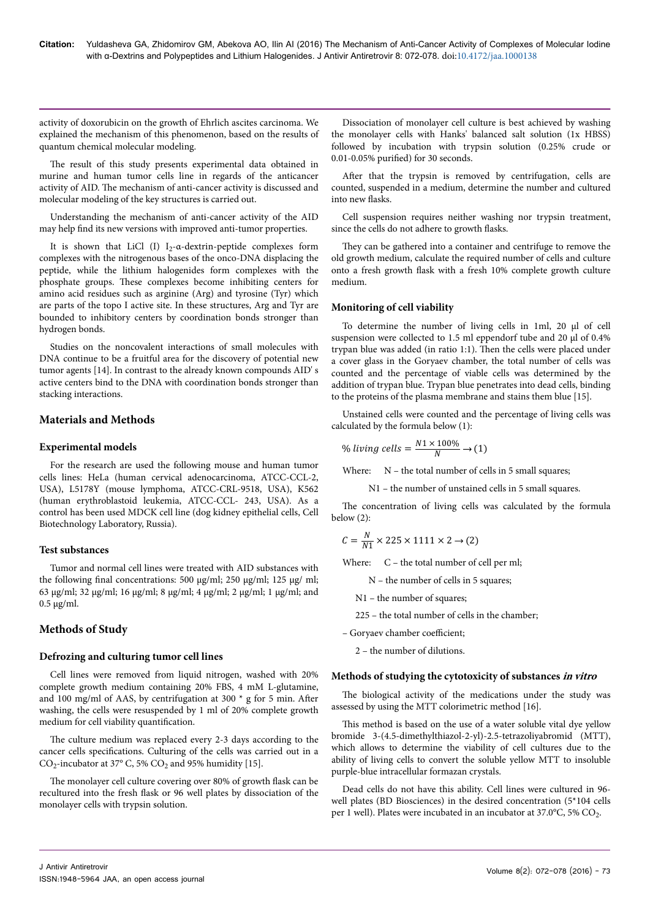activity of doxorubicin on the growth of Ehrlich ascites carcinoma. We explained the mechanism of this phenomenon, based on the results of quantum chemical molecular modeling.

The result of this study presents experimental data obtained in murine and human tumor cells line in regards of the anticancer activity of AID. The mechanism of anti-cancer activity is discussed and molecular modeling of the key structures is carried out.

Understanding the mechanism of anti-cancer activity of the AID may help find its new versions with improved anti-tumor properties.

It is shown that LiCl (I) $I_2$-α-dextrin-peptide complexes form complexes with the nitrogenous bases of the onco-DNA displacing the peptide, while the lithium halogenides form complexes with the phosphate groups. These complexes become inhibiting centers for amino acid residues such as arginine (Arg) and tyrosine (Tyr) which are parts of the topo I active site. In these structures, Arg and Tyr are bounded to inhibitory centers by coordination bonds stronger than hydrogen bonds.

Studies on the noncovalent interactions of small molecules with DNA continue to be a fruitful area for the discovery of potential new tumor agents [14]. In contrast to the already known compounds AID' s active centers bind to the DNA with coordination bonds stronger than stacking interactions.

## Materials and Methods

### Experimental models

For the research are used the following mouse and human tumor cells lines: HeLa (human cervical adenocarcinoma, ATCC-CCL-2, USA), L5178Y (mouse lymphoma, ATCC-CRL-9518, USA), K562 (human erythroblastoid leukemia, ATCC-CCL- 243, USA). As a control has been used MDCK cell line (dog kidney epithelial cells, Cell Biotechnology Laboratory, Russia).

### Test substances

Tumor and normal cell lines were treated with AID substances with the following final concentrations: 500 μg/ml; 250 μg/ml; 125 μg/ ml; 63 μg/ml; 32 μg/ml; 16 μg/ml; 8 μg/ml; 4 μg/ml; 2 μg/ml; 1 μg/ml; and 0.5 μg/ml.

## Methods of Study

### Defrozing and culturing tumor cell lines

Cell lines were removed from liquid nitrogen, washed with 20% complete growth medium containing 20% FBS, 4 mM L-glutamine, and 100 mg/ml of AAS, by centrifugation at 300 * g for 5 min. After washing, the cells were resuspended by 1 ml of 20% complete growth medium for cell viability quantification.

The culture medium was replaced every 2-3 days according to the cancer cells specifications. Culturing of the cells was carried out in a $CO_2$-incubator at 37° C, 5% $CO_2$ and 95% humidity [15].

The monolayer cell culture covering over 80% of growth flask can be recultured into the fresh flask or 96 well plates by dissociation of the monolayer cells with trypsin solution.

Dissociation of monolayer cell culture is best achieved by washing the monolayer cells with Hanks' balanced salt solution (1x HBSS) followed by incubation with trypsin solution (0.25% crude or 0.01-0.05% purified) for 30 seconds.

After that the trypsin is removed by centrifugation, cells are counted, suspended in a medium, determine the number and cultured into new flasks.

Cell suspension requires neither washing nor trypsin treatment, since the cells do not adhere to growth flasks.

They can be gathered into a container and centrifuge to remove the old growth medium, calculate the required number of cells and culture onto a fresh growth flask with a fresh 10% complete growth culture medium.

### Monitoring of cell viability

To determine the number of living cells in 1ml, 20 μl of cell suspension were collected to 1.5 ml eppendorf tube and 20 μl of 0.4% trypan blue was added (in ratio 1:1). Then the cells were placed under a cover glass in the Goryaev chamber, the total number of cells was counted and the percentage of viable cells was determined by the addition of trypan blue. Trypan blue penetrates into dead cells, binding to the proteins of the plasma membrane and stains them blue [15].

Unstained cells were counted and the percentage of living cells was calculated by the formula below (1):

$$\%\ living\ cells = \frac{N1 \times 100\%}{N} \rightarrow (1)$$

Where: N – the total number of cells in 5 small squares;

N1 – the number of unstained cells in 5 small squares.

The concentration of living cells was calculated by the formula below (2):

$$C = \frac{N}{N1} \times 225 \times 1111 \times 2 \rightarrow (2)$$

Where: C – the total number of cell per ml;

N – the number of cells in 5 squares;

N1 – the number of squares;

225 – the total number of cells in the chamber;

– Goryaev chamber coefficient;

2 – the number of dilutions.

### Methods of studying the cytotoxicity of substances *in vitro*

The biological activity of the medications under the study was assessed by using the MTT colorimetric method [16].

This method is based on the use of a water soluble vital dye yellow bromide 3-(4.5-dimethylthiazol-2-yl)-2.5-tetrazoliyabromid (MTT), which allows to determine the viability of cell cultures due to the ability of living cells to convert the soluble yellow MTT to insoluble purple-blue intracellular formazan crystals.

Dead cells do not have this ability. Cell lines were cultured in 96-well plates (BD Biosciences) in the desired concentration (5*104 cells per 1 well). Plates were incubated in an incubator at 37.0°C, 5% $CO_2$.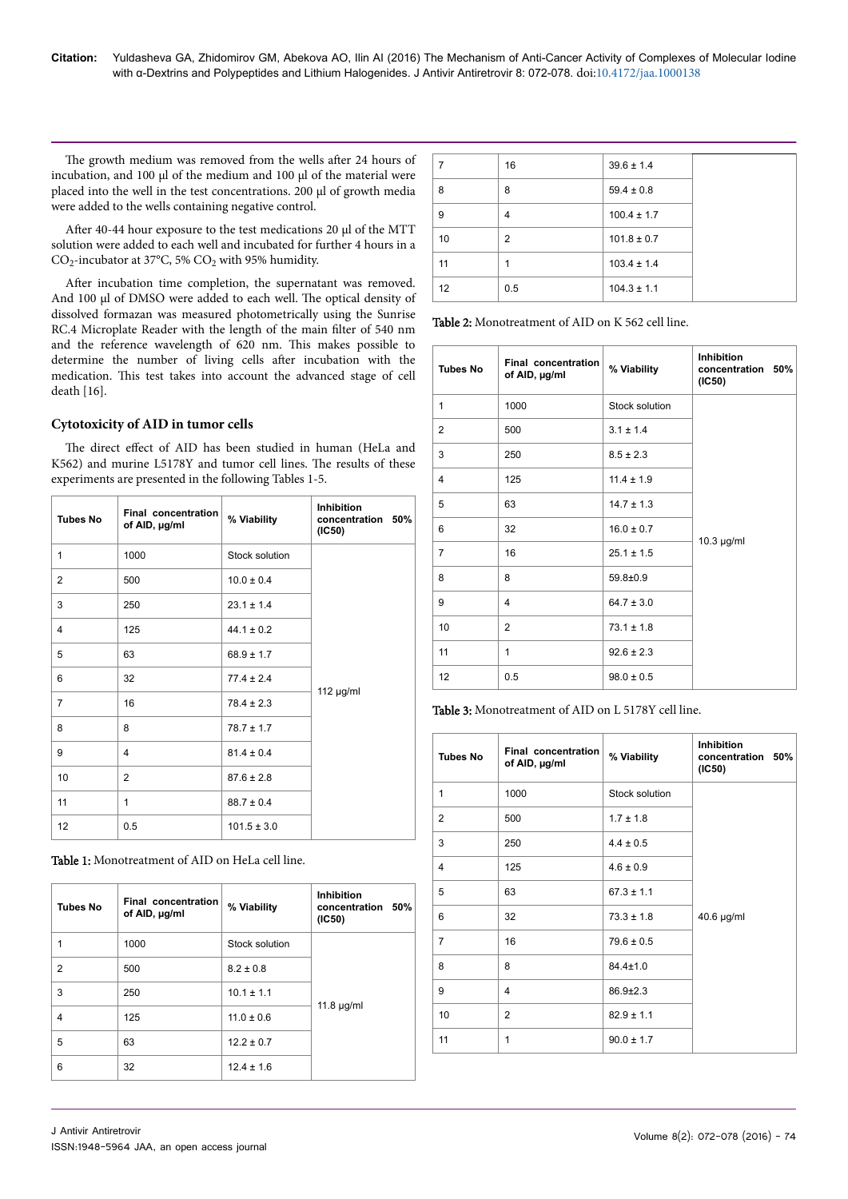The growth medium was removed from the wells after 24 hours of incubation, and 100 µl of the medium and 100 µl of the material were placed into the well in the test concentrations. 200 µl of growth media were added to the wells containing negative control.

After 40-44 hour exposure to the test medications 20 µl of the MTT solution were added to each well and incubated for further 4 hours in a $CO_2$-incubator at 37°C, 5% $CO_2$ with 95% humidity.

After incubation time completion, the supernatant was removed. And 100 µl of DMSO were added to each well. The optical density of dissolved formazan was measured photometrically using the Sunrise RC.4 Microplate Reader with the length of the main filter of 540 nm and the reference wavelength of 620 nm. This makes possible to determine the number of living cells after incubation with the medication. This test takes into account the advanced stage of cell death [16].

### Cytotoxicity of AID in tumor cells

The direct effect of AID has been studied in human (HeLa and K562) and murine L5178Y and tumor cell lines. The results of these experiments are presented in the following Tables 1-5.

| Tubes No | Final concentration of AID, µg/ml | % Viability | Inhibition concentration 50% (IC50) |
|---|---|---|---|
| 1 | 1000 | Stock solution | 112 µg/ml |
| 2 | 500 | 10.0 ± 0.4 | |
| 3 | 250 | 23.1 ± 1.4 | |
| 4 | 125 | 44.1 ± 0.2 | |
| 5 | 63 | 68.9 ± 1.7 | |
| 6 | 32 | 77.4 ± 2.4 | |
| 7 | 16 | 78.4 ± 2.3 | |
| 8 | 8 | 78.7 ± 1.7 | |
| 9 | 4 | 81.4 ± 0.4 | |
| 10 | 2 | 87.6 ± 2.8 | |
| 11 | 1 | 88.7 ± 0.4 | |
| 12 | 0.5 | 101.5 ± 3.0 | |

**Table 1:** Monotreatment of AID on HeLa cell line.

| Tubes No | Final concentration of AID, µg/ml | % Viability | Inhibition concentration 50% (IC50) |
|---|---|---|---|
| 1 | 1000 | Stock solution | 11.8 µg/ml |
| 2 | 500 | 8.2 ± 0.8 | |
| 3 | 250 | 10.1 ± 1.1 | |
| 4 | 125 | 11.0 ± 0.6 | |
| 5 | 63 | 12.2 ± 0.7 | |
| 6 | 32 | 12.4 ± 1.6 | |
| 7 | 16 | 39.6 ± 1.4 | |
| 8 | 8 | 59.4 ± 0.8 | |
| 9 | 4 | 100.4 ± 1.7 | |
| 10 | 2 | 101.8 ± 0.7 | |
| 11 | 1 | 103.4 ± 1.4 | |
| 12 | 0.5 | 104.3 ± 1.1 | |

**Table 2:** Monotreatment of AID on K 562 cell line.

| Tubes No | Final concentration of AID, µg/ml | % Viability | Inhibition concentration 50% (IC50) |
|---|---|---|---|
| 1 | 1000 | Stock solution | 10.3 µg/ml |
| 2 | 500 | 3.1 ± 1.4 | |
| 3 | 250 | 8.5 ± 2.3 | |
| 4 | 125 | 11.4 ± 1.9 | |
| 5 | 63 | 14.7 ± 1.3 | |
| 6 | 32 | 16.0 ± 0.7 | |
| 7 | 16 | 25.1 ± 1.5 | |
| 8 | 8 | 59.8±0.9 | |
| 9 | 4 | 64.7 ± 3.0 | |
| 10 | 2 | 73.1 ± 1.8 | |
| 11 | 1 | 92.6 ± 2.3 | |
| 12 | 0.5 | 98.0 ± 0.5 | |

**Table 3:** Monotreatment of AID on L 5178Y cell line.

| Tubes No | Final concentration of AID, µg/ml | % Viability | Inhibition concentration 50% (IC50) |
|---|---|---|---|
| 1 | 1000 | Stock solution | 40.6 µg/ml |
| 2 | 500 | 1.7 ± 1.8 | |
| 3 | 250 | 4.4 ± 0.5 | |
| 4 | 125 | 4.6 ± 0.9 | |
| 5 | 63 | 67.3 ± 1.1 | |
| 6 | 32 | 73.3 ± 1.8 | |
| 7 | 16 | 79.6 ± 0.5 | |
| 8 | 8 | 84.4±1.0 | |
| 9 | 4 | 86.9±2.3 | |
| 10 | 2 | 82.9 ± 1.1 | |
| 11 | 1 | 90.0 ± 1.7 | |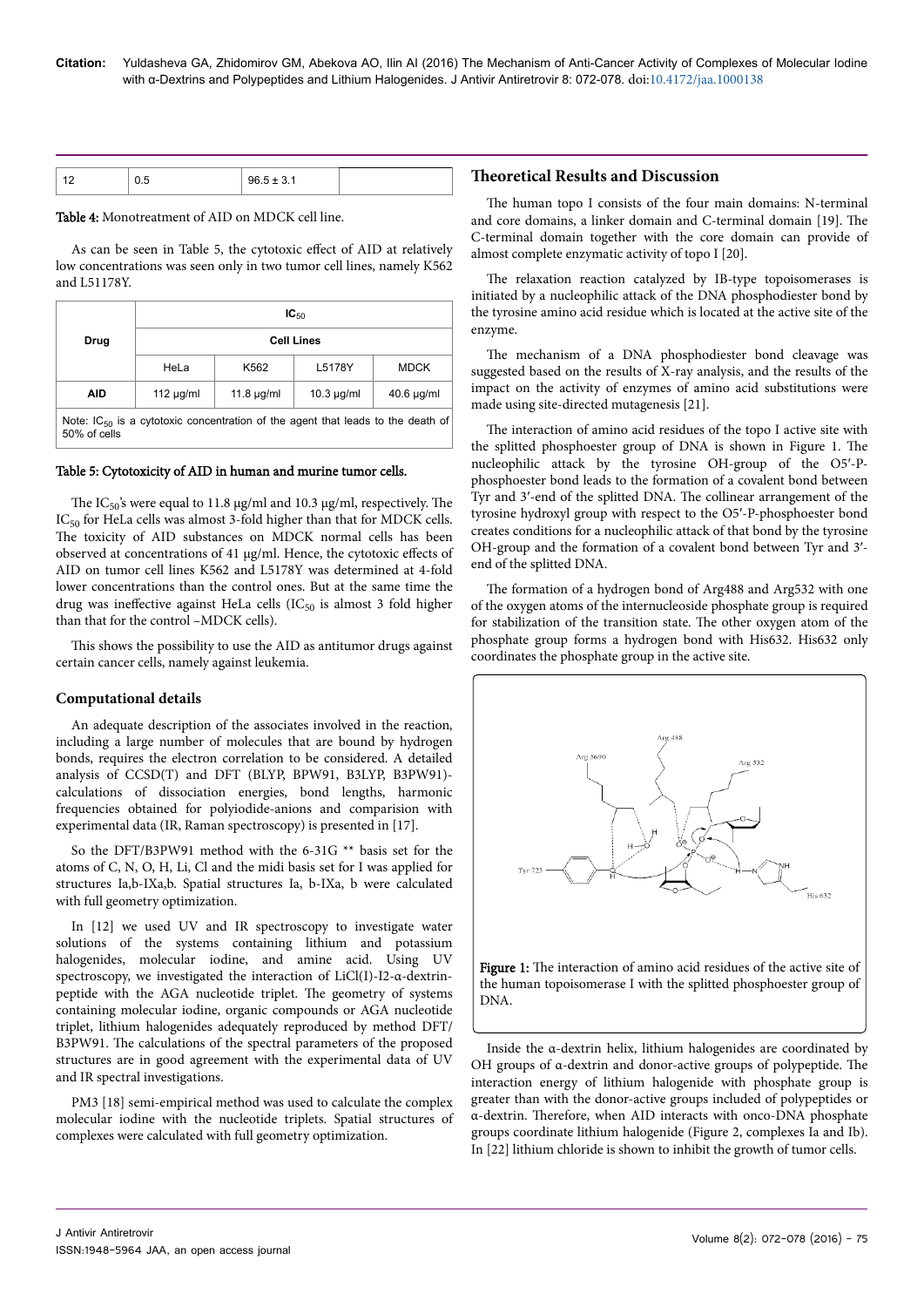| 12 | 0.5 | 96.5 ± 3.1 | |
|---|---|---|---|

**Table 4:** Monotreatment of AID on MDCK cell line.

As can be seen in Table 5, the cytotoxic effect of AID at relatively low concentrations was seen only in two tumor cell lines, namely K562 and L51178Y.

| Drug | $IC_{50}$ | | | |
|---|---|---|---|---|
| | Cell Lines | | | |
| | HeLa | K562 | L5178Y | MDCK |
| AID | 112 µg/ml | 11.8 µg/ml | 10.3 µg/ml | 40.6 µg/ml |
| Note: $IC_{50}$ is a cytotoxic concentration of the agent that leads to the death of 50% of cells | | | | |

**Table 5:** Cytotoxicity of AID in human and murine tumor cells.

The $IC_{50}$'s were equal to 11.8 µg/ml and 10.3 µg/ml, respectively. The $IC_{50}$ for HeLa cells was almost 3-fold higher than that for MDCK cells. The toxicity of AID substances on MDCK normal cells has been observed at concentrations of 41 µg/ml. Hence, the cytotoxic effects of AID on tumor cell lines K562 and L5178Y was determined at 4-fold lower concentrations than the control ones. But at the same time the drug was ineffective against HeLa cells ($IC_{50}$ is almost 3 fold higher than that for the control –MDCK cells).

This shows the possibility to use the AID as antitumor drugs against certain cancer cells, namely against leukemia.

### Computational details

An adequate description of the associates involved in the reaction, including a large number of molecules that are bound by hydrogen bonds, requires the electron correlation to be considered. A detailed analysis of CCSD(T) and DFT (BLYP, BPW91, B3LYP, B3PW91)-calculations of dissociation energies, bond lengths, harmonic frequencies obtained for polyiodide-anions and comparision with experimental data (IR, Raman spectroscopy) is presented in [17].

So the DFT/B3PW91 method with the 6-31G ** basis set for the atoms of C, N, O, H, Li, Cl and the midi basis set for I was applied for structures Ia,b-IXa,b. Spatial structures Ia, b-IXa, b were calculated with full geometry optimization.

In [12] we used UV and IR spectroscopy to investigate water solutions of the systems containing lithium and potassium halogenides, molecular iodine, and amine acid. Using UV spectroscopy, we investigated the interaction of LiCl(I)-I2-α-dextrin-peptide with the AGA nucleotide triplet. The geometry of systems containing molecular iodine, organic compounds or AGA nucleotide triplet, lithium halogenides adequately reproduced by method DFT/B3PW91. The calculations of the spectral parameters of the proposed structures are in good agreement with the experimental data of UV and IR spectral investigations.

PM3 [18] semi-empirical method was used to calculate the complex molecular iodine with the nucleotide triplets. Spatial structures of complexes were calculated with full geometry optimization.

## Theoretical Results and Discussion

The human topo I consists of the four main domains: N-terminal and core domains, a linker domain and C-terminal domain [19]. The C-terminal domain together with the core domain can provide of almost complete enzymatic activity of topo I [20].

The relaxation reaction catalyzed by IB-type topoisomerases is initiated by a nucleophilic attack of the DNA phosphodiester bond by the tyrosine amino acid residue which is located at the active site of the enzyme.

The mechanism of a DNA phosphodiester bond cleavage was suggested based on the results of X-ray analysis, and the results of the impact on the activity of enzymes of amino acid substitutions were made using site-directed mutagenesis [21].

The interaction of amino acid residues of the topo I active site with the splitted phosphoester group of DNA is shown in Figure 1. The nucleophilic attack by the tyrosine OH-group of the O5′-P-phosphoester bond leads to the formation of a covalent bond between Tyr and 3′-end of the splitted DNA. The collinear arrangement of the tyrosine hydroxyl group with respect to the O5′-P-phosphoester bond creates conditions for a nucleophilic attack of that bond by the tyrosine OH-group and the formation of a covalent bond between Tyr and 3′-end of the splitted DNA.

The formation of a hydrogen bond of Arg488 and Arg532 with one of the oxygen atoms of the internucleoside phosphate group is required for stabilization of the transition state. The other oxygen atom of the phosphate group forms a hydrogen bond with His632. His632 only coordinates the phosphate group in the active site.

**Figure 1:** The interaction of amino acid residues of the active site of the human topoisomerase I with the splitted phosphoester group of DNA.

Inside the α-dextrin helix, lithium halogenides are coordinated by OH groups of α-dextrin and donor-active groups of polypeptide. The interaction energy of lithium halogenide with phosphate group is greater than with the donor-active groups included of polypeptides or α-dextrin. Therefore, when AID interacts with onco-DNA phosphate groups coordinate lithium halogenide (Figure 2, complexes Ia and Ib). In [22] lithium chloride is shown to inhibit the growth of tumor cells.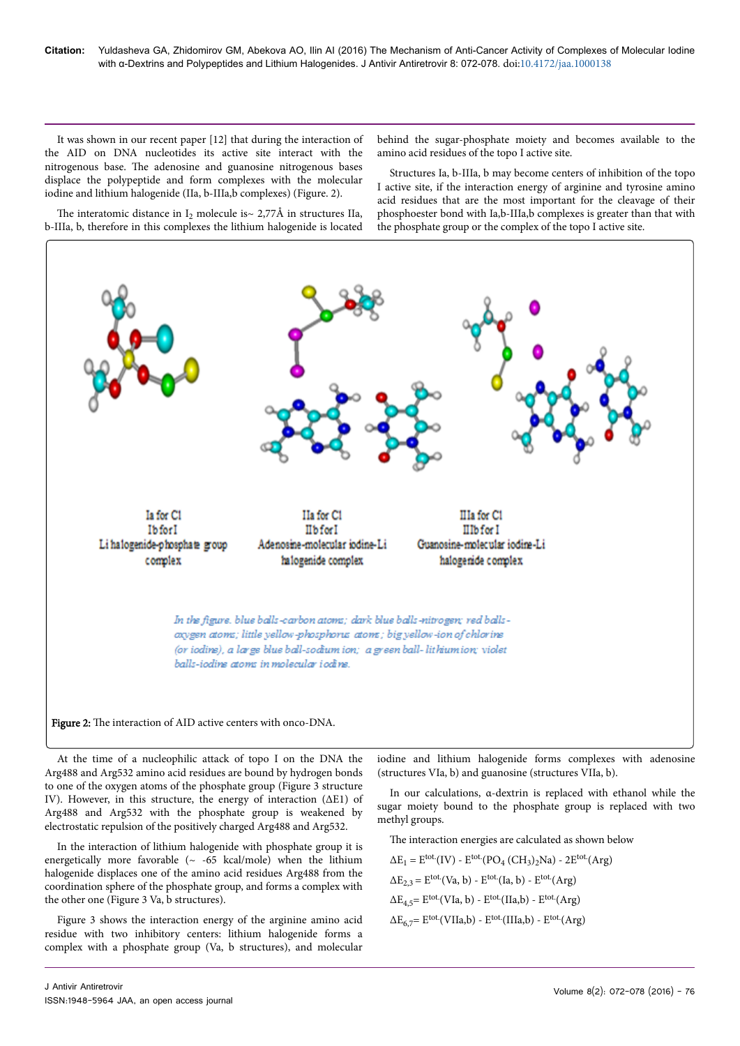It was shown in our recent paper [12] that during the interaction of the AID on DNA nucleotides its active site interact with the nitrogenous base. The adenosine and guanosine nitrogenous bases displace the polypeptide and form complexes with the molecular iodine and lithium halogenide (IIa, b-IIIa,b complexes) (Figure. 2).

The interatomic distance in $I_2$ molecule is~ 2,77Å in structures IIa, b-IIIa, b, therefore in this complexes the lithium halogenide is located behind the sugar-phosphate moiety and becomes available to the amino acid residues of the topo I active site.

Structures Ia, b-IIIa, b may become centers of inhibition of the topo I active site, if the interaction energy of arginine and tyrosine amino acid residues that are the most important for the cleavage of their phosphoester bond with Ia,b-IIIa,b complexes is greater than that with the phosphate group or the complex of the topo I active site.

Ia for Cl
Ib for I
Li halogenide-phosphate group complex

IIa for Cl
IIb for I
Adenosine-molecular iodine-Li halogenide complex

IIIa for Cl
IIIb for I
Guanosine-molecular iodine-Li halogenide complex

*In the figure. blue balls -carbon atoms; dark blue balls -nitrogen; red balls - oxygen atoms; little yellow -phosphorus atoms; big yellow -ion of chlorine (or iodine), a large blue ball-sodium ion; a green ball- lithium ion; violet balls-iodine atoms in molecular iodine.*

**Figure 2:** The interaction of AID active centers with onco-DNA.

At the time of a nucleophilic attack of topo I on the DNA the Arg488 and Arg532 amino acid residues are bound by hydrogen bonds to one of the oxygen atoms of the phosphate group (Figure 3 structure IV). However, in this structure, the energy of interaction ($\Delta E1$) of Arg488 and Arg532 with the phosphate group is weakened by electrostatic repulsion of the positively charged Arg488 and Arg532.

In the interaction of lithium halogenide with phosphate group it is energetically more favorable (~ -65 kcal/mole) when the lithium halogenide displaces one of the amino acid residues Arg488 from the coordination sphere of the phosphate group, and forms a complex with the other one (Figure 3 Va, b structures).

Figure 3 shows the interaction energy of the arginine amino acid residue with two inhibitory centers: lithium halogenide forms a complex with a phosphate group (Va, b structures), and molecular iodine and lithium halogenide forms complexes with adenosine (structures VIa, b) and guanosine (structures VIIa, b).

In our calculations, α-dextrin is replaced with ethanol while the sugar moiety bound to the phosphate group is replaced with two methyl groups.

The interaction energies are calculated as shown below

$\Delta E_1 = E^{tot.}(IV) - E^{tot.}(PO_4\,(CH_3)_2Na) - 2E^{tot.}(Arg)$

$\Delta E_{2,3} = E^{tot.}(Va, b) - E^{tot.}(Ia, b) - E^{tot.}(Arg)$

$\Delta E_{4,5} = E^{tot.}(VIa, b) - E^{tot.}(IIa,b) - E^{tot.}(Arg)$

$\Delta E_{6,7} = E^{tot.}(VIIa,b) - E^{tot.}(IIIa,b) - E^{tot.}(Arg)$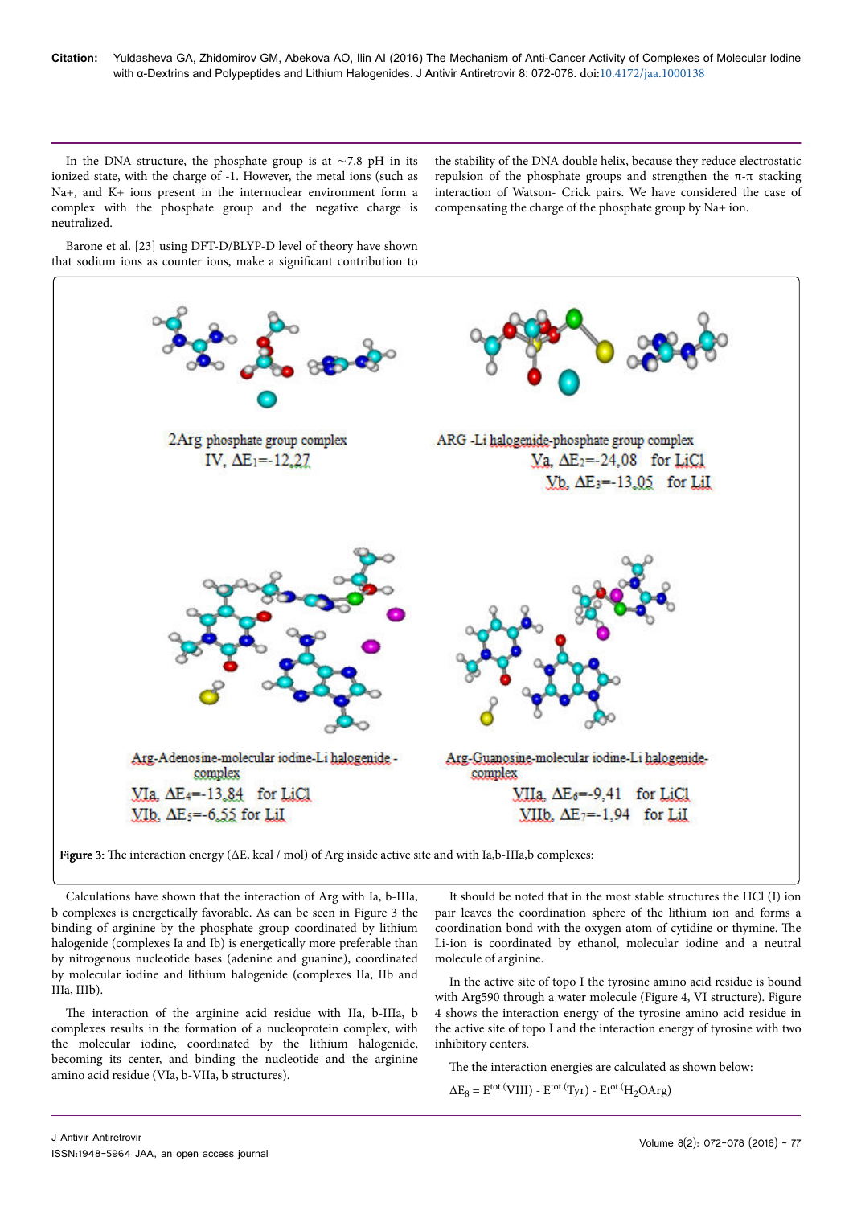In the DNA structure, the phosphate group is at ~7.8 pH in its ionized state, with the charge of -1. However, the metal ions (such as Na+, and K+ ions present in the internuclear environment form a complex with the phosphate group and the negative charge is neutralized.

Barone et al. [23] using DFT-D/BLYP-D level of theory have shown that sodium ions as counter ions, make a significant contribution to the stability of the DNA double helix, because they reduce electrostatic repulsion of the phosphate groups and strengthen the π-π stacking interaction of Watson- Crick pairs. We have considered the case of compensating the charge of the phosphate group by Na+ ion.

2Arg phosphate group complex
IV, $\Delta E_1$=-12,27

ARG -Li halogenide-phosphate group complex
Va, $\Delta E_2$=-24,08 for LiCl
Vb, $\Delta E_3$=-13,05 for LiI

Arg-Adenosine-molecular iodine-Li halogenide - complex
VIa, $\Delta E_4$=-13,84 for LiCl
VIb, $\Delta E_5$=-6,55 for LiI

Arg-Guanosine-molecular iodine-Li halogenide-complex
VIIa, $\Delta E_6$=-9,41 for LiCl
VIIb, $\Delta E_7$=-1,94 for LiI

**Figure 3:** The interaction energy (ΔE, kcal / mol) of Arg inside active site and with Ia,b-IIIa,b complexes:

Calculations have shown that the interaction of Arg with Ia, b-IIIa, b complexes is energetically favorable. As can be seen in Figure 3 the binding of arginine by the phosphate group coordinated by lithium halogenide (complexes Ia and Ib) is energetically more preferable than by nitrogenous nucleotide bases (adenine and guanine), coordinated by molecular iodine and lithium halogenide (complexes IIa, IIb and IIIa, IIIb).

The interaction of the arginine acid residue with IIa, b-IIIa, b complexes results in the formation of a nucleoprotein complex, with the molecular iodine, coordinated by the lithium halogenide, becoming its center, and binding the nucleotide and the arginine amino acid residue (VIa, b-VIIa, b structures).

It should be noted that in the most stable structures the HCl (I) ion pair leaves the coordination sphere of the lithium ion and forms a coordination bond with the oxygen atom of cytidine or thymine. The Li-ion is coordinated by ethanol, molecular iodine and a neutral molecule of arginine.

In the active site of topo I the tyrosine amino acid residue is bound with Arg590 through a water molecule (Figure 4, VI structure). Figure 4 shows the interaction energy of the tyrosine amino acid residue in the active site of topo I and the interaction energy of tyrosine with two inhibitory centers.

The the interaction energies are calculated as shown below:

$\Delta E_8 = E^{tot.(}VIII) - E^{tot.(}Tyr) - Et^{ot.(}H_2OArg)$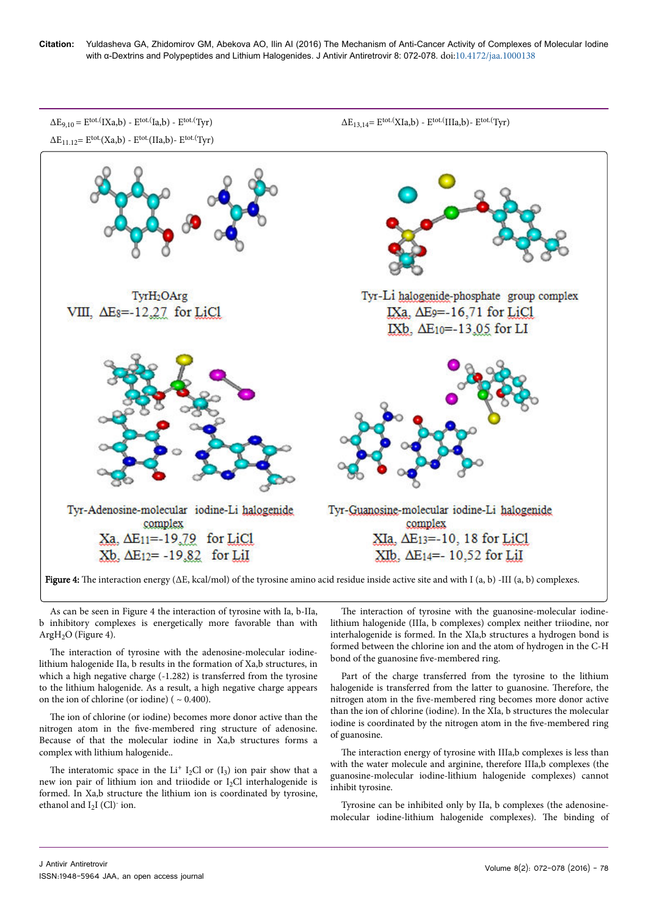$\Delta E_{9,10} = E^{tot.}(IXa,b) - E^{tot.}(Ia,b) - E^{tot.}(Tyr)$

$\Delta E_{11,12} = E^{tot.}(Xa,b) - E^{tot.}(IIa,b) - E^{tot.}(Tyr)$

$\Delta E_{13,14} = E^{tot.}(XIa,b) - E^{tot.}(IIIa,b) - E^{tot.}(Tyr)$

$TyrH_2OArg$

VIII, $\Delta E_8 = -12{,}27$ for LiCl

Tyr-Li halogenide-phosphate group complex

IXa, $\Delta E_9 = -16{,}71$ for LiCl

IXb, $\Delta E_{10} = -13{,}05$ for LI

Tyr-Adenosine-molecular iodine-Li halogenide complex

Xa, $\Delta E_{11} = -19{,}79$ for LiCl

Xb, $\Delta E_{12} = -19{,}82$ for LiI

Tyr-Guanosine-molecular iodine-Li halogenide complex

XIa, $\Delta E_{13} = -10{,}18$ for LiCl

XIb, $\Delta E_{14} = -10{,}52$ for LiI

**Figure 4:** The interaction energy (ΔE, kcal/mol) of the tyrosine amino acid residue inside active site and with I (a, b) -III (a, b) complexes.

As can be seen in Figure 4 the interaction of tyrosine with Ia, b-IIa, b inhibitory complexes is energetically more favorable than with $ArgH_2O$ (Figure 4).

The interaction of tyrosine with the adenosine-molecular iodine-lithium halogenide IIa, b results in the formation of Xa,b structures, in which a high negative charge (-1.282) is transferred from the tyrosine to the lithium halogenide. As a result, a high negative charge appears on the ion of chlorine (or iodine) ( ~ 0.400).

The ion of chlorine (or iodine) becomes more donor active than the nitrogen atom in the five-membered ring structure of adenosine. Because of that the molecular iodine in Xa,b structures forms a complex with lithium halogenide..

The interatomic space in the $Li^+ I_2Cl$ or $(I_3)$ ion pair show that a new ion pair of lithium ion and triiodide or $I_2Cl$ interhalogenide is formed. In Xa,b structure the lithium ion is coordinated by tyrosine, ethanol and $I_2I$ $(Cl)^-$ ion.

The interaction of tyrosine with the guanosine-molecular iodine-lithium halogenide (IIIa, b complexes) complex neither triiodine, nor interhalogenide is formed. In the XIa,b structures a hydrogen bond is formed between the chlorine ion and the atom of hydrogen in the C-H bond of the guanosine five-membered ring.

Part of the charge transferred from the tyrosine to the lithium halogenide is transferred from the latter to guanosine. Therefore, the nitrogen atom in the five-membered ring becomes more donor active than the ion of chlorine (iodine). In the XIa, b structures the molecular iodine is coordinated by the nitrogen atom in the five-membered ring of guanosine.

The interaction energy of tyrosine with IIIa,b complexes is less than with the water molecule and arginine, therefore IIIa,b complexes (the guanosine-molecular iodine-lithium halogenide complexes) cannot inhibit tyrosine.

Tyrosine can be inhibited only by IIa, b complexes (the adenosine-molecular iodine-lithium halogenide complexes). The binding of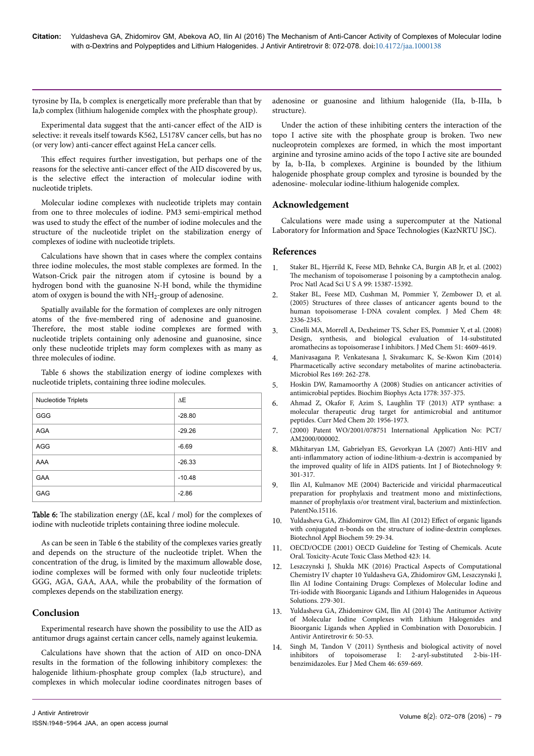tyrosine by IIa, b complex is energetically more preferable than that by Ia,b complex (lithium halogenide complex with the phosphate group).

Experimental data suggest that the anti-cancer effect of the AID is selective: it reveals itself towards K562, L5178V cancer cells, but has no (or very low) anti-cancer effect against HeLa cancer cells.

This effect requires further investigation, but perhaps one of the reasons for the selective anti-cancer effect of the AID discovered by us, is the selective effect the interaction of molecular iodine with nucleotide triplets.

Molecular iodine complexes with nucleotide triplets may contain from one to three molecules of iodine. PM3 semi-empirical method was used to study the effect of the number of iodine molecules and the structure of the nucleotide triplet on the stabilization energy of complexes of iodine with nucleotide triplets.

Calculations have shown that in cases where the complex contains three iodine molecules, the most stable complexes are formed. In the Watson-Crick pair the nitrogen atom if cytosine is bound by a hydrogen bond with the guanosine N-H bond, while the thymidine atom of oxygen is bound the with $NH_2$-group of adenosine.

Spatially available for the formation of complexes are only nitrogen atoms of the five-membered ring of adenosine and guanosine. Therefore, the most stable iodine complexes are formed with nucleotide triplets containing only adenosine and guanosine, since only these nucleotide triplets may form complexes with as many as three molecules of iodine.

Table 6 shows the stabilization energy of iodine complexes with nucleotide triplets, containing three iodine molecules.

| Nucleotide Triplets | ΔE |
|---|---|
| GGG | -28.80 |
| AGA | -29.26 |
| AGG | -6.69 |
| AAA | -26.33 |
| GAA | -10.48 |
| GAG | -2.86 |

**Table 6:** The stabilization energy (ΔE, kcal / mol) for the complexes of iodine with nucleotide triplets containing three iodine molecule.

As can be seen in Table 6 the stability of the complexes varies greatly and depends on the structure of the nucleotide triplet. When the concentration of the drug, is limited by the maximum allowable dose, iodine complexes will be formed with only four nucleotide triplets: GGG, AGA, GAA, AAA, while the probability of the formation of complexes depends on the stabilization energy.

## Conclusion

Experimental research have shown the possibility to use the AID as antitumor drugs against certain cancer cells, namely against leukemia.

Calculations have shown that the action of AID on onco-DNA results in the formation of the following inhibitory complexes: the halogenide lithium-phosphate group complex (Ia,b structure), and complexes in which molecular iodine coordinates nitrogen bases of adenosine or guanosine and lithium halogenide (IIa, b-IIIa, b structure).

Under the action of these inhibiting centers the interaction of the topo I active site with the phosphate group is broken. Two new nucleoprotein complexes are formed, in which the most important arginine and tyrosine amino acids of the topo I active site are bounded by Ia, b-IIa, b complexes. Arginine is bounded by the lithium halogenide phosphate group complex and tyrosine is bounded by the adenosine- molecular iodine-lithium halogenide complex.

## Acknowledgement

Calculations were made using a supercomputer at the National Laboratory for Information and Space Technologies (KazNRTU JSC).

## References

1. Staker BL, Hjerrild K, Feese MD, Behnke CA, Burgin AB Jr, et al. (2002) The mechanism of topoisomerase I poisoning by a camptothecin analog. Proc Natl Acad Sci U S A 99: 15387-15392.
2. Staker BL, Feese MD, Cushman M, Pommier Y, Zembower D, et al. (2005) Structures of three classes of anticancer agents bound to the human topoisomerase I-DNA covalent complex. J Med Chem 48: 2336-2345.
3. Cinelli MA, Morrell A, Dexheimer TS, Scher ES, Pommier Y, et al. (2008) Design, synthesis, and biological evaluation of 14-substituted aromathecins as topoisomerase I inhibitors. J Med Chem 51: 4609-4619.
4. Manivasagana P, Venkatesana J, Sivakumarc K, Se-Kwon Kim (2014) Pharmacetically active secondary metabolites of marine actinobacteria. Microbiol Res 169: 262-278.
5. Hoskin DW, Ramamoorthy A (2008) Studies on anticancer activities of antimicrobial peptides. Biochim Biophys Acta 1778: 357-375.
6. Ahmad Z, Okafor F, Azim S, Laughlin TF (2013) ATP synthase: a molecular therapeutic drug target for antimicrobial and antitumor peptides. Curr Med Chem 20: 1956-1973.
7. (2000) Patent WO/2001/078751 International Application No: PCT/AM2000/000002.
8. Mkhitaryan LM, Gabrielyan ES, Gevorkyan LA (2007) Anti-HIV and anti-inflammatory action of iodine-lithium-a-dextrin is accompanied by the improved quality of life in AIDS patients. Int J of Biotechnology 9: 301-317.
9. Ilin AI, Kulmanov ME (2004) Bactericide and viricidal pharmaceutical preparation for prophylaxis and treatment mono and mixtinfections, manner of prophylaxis o/or treatment viral, bacterium and mixtinfection. PatentNo.15116.
10. Yuldasheva GA, Zhidomirov GM, Ilin AI (2012) Effect of organic ligands with conjugated n-bonds on the structure of iodine-dextrin complexes. Biotechnol Appl Biochem 59: 29-34.
11. OECD/OCDE (2001) OECD Guideline for Testing of Chemicals. Acute Oral. Toxicity-Acute Toxic Class Method 423: 14.
12. Leszczynski J, Shukla MK (2016) Practical Aspects of Computational Chemistry IV chapter 10 Yuldasheva GA, Zhidomirov GM, Leszczynski J, Ilin AI Iodine Containing Drugs: Complexes of Molecular Iodine and Tri-iodide with Bioorganic Ligands and Lithium Halogenides in Aqueous Solutions. 279-301.
13. Yuldasheva GA, Zhidomirov GM, Ilin AI (2014) The Antitumor Activity of Molecular Iodine Complexes with Lithium Halogenides and Bioorganic Ligands when Applied in Combination with Doxorubicin. J Antivir Antiretrovir 6: 50-53.
14. Singh M, Tandon V (2011) Synthesis and biological activity of novel inhibitors of topoisomerase I: 2-aryl-substituted 2-bis-1H-benzimidazoles. Eur J Med Chem 46: 659-669.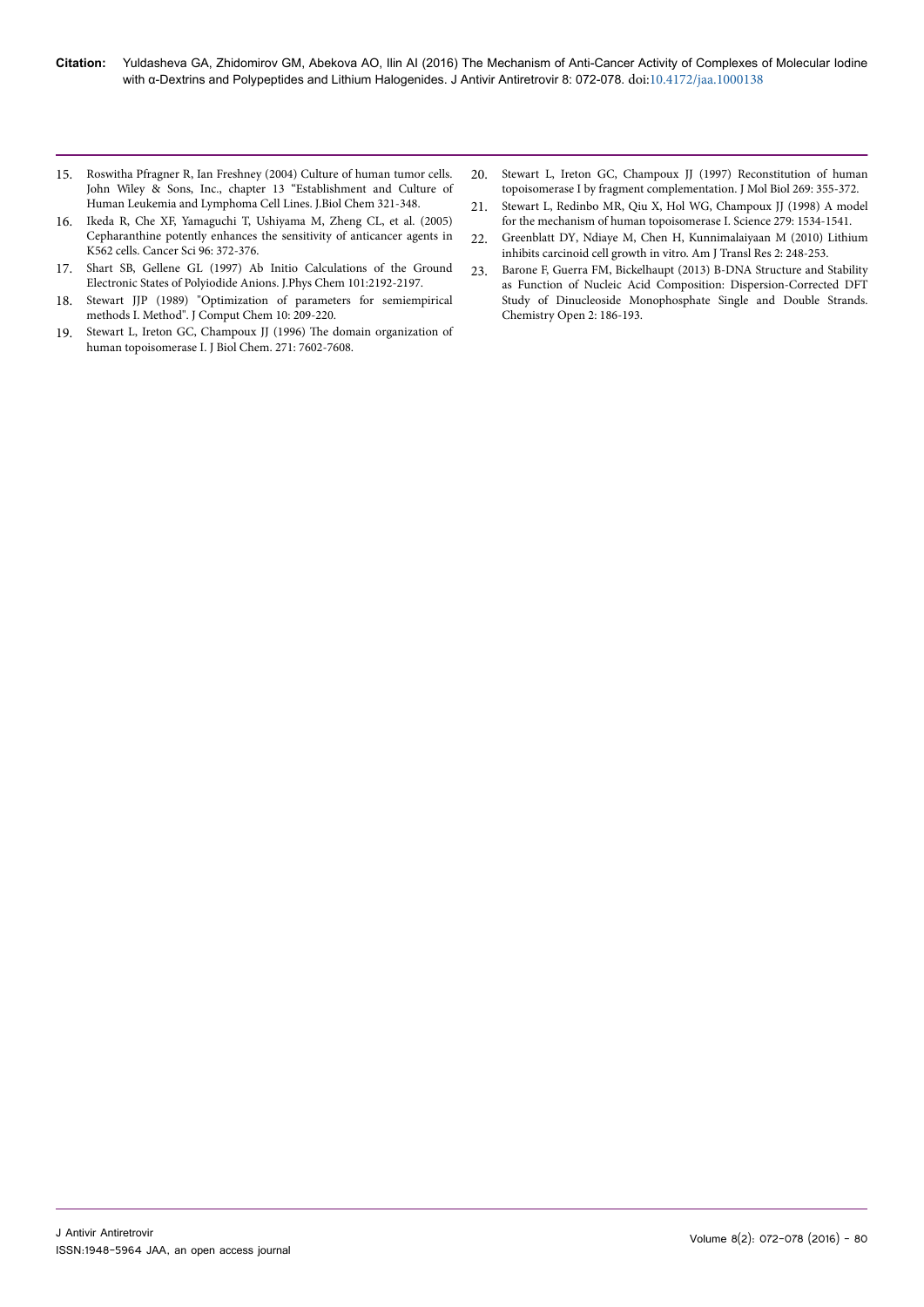15. Roswitha Pfragner R, Ian Freshney (2004) Culture of human tumor cells. John Wiley & Sons, Inc., chapter 13 "Establishment and Culture of Human Leukemia and Lymphoma Cell Lines. J.Biol Chem 321-348.
16. Ikeda R, Che XF, Yamaguchi T, Ushiyama M, Zheng CL, et al. (2005) Cepharanthine potently enhances the sensitivity of anticancer agents in K562 cells. Cancer Sci 96: 372-376.
17. Shart SB, Gellene GL (1997) Ab Initio Calculations of the Ground Electronic States of Polyiodide Anions. J.Phys Chem 101:2192-2197.
18. Stewart JJP (1989) "Optimization of parameters for semiempirical methods I. Method". J Comput Chem 10: 209-220.
19. Stewart L, Ireton GC, Champoux JJ (1996) The domain organization of human topoisomerase I. J Biol Chem. 271: 7602-7608.
20. Stewart L, Ireton GC, Champoux JJ (1997) Reconstitution of human topoisomerase I by fragment complementation. J Mol Biol 269: 355-372.
21. Stewart L, Redinbo MR, Qiu X, Hol WG, Champoux JJ (1998) A model for the mechanism of human topoisomerase I. Science 279: 1534-1541.
22. Greenblatt DY, Ndiaye M, Chen H, Kunnimalaiyaan M (2010) Lithium inhibits carcinoid cell growth in vitro. Am J Transl Res 2: 248-253.
23. Barone F, Guerra FM, Bickelhaupt (2013) B-DNA Structure and Stability as Function of Nucleic Acid Composition: Dispersion-Corrected DFT Study of Dinucleoside Monophosphate Single and Double Strands. Chemistry Open 2: 186-193.